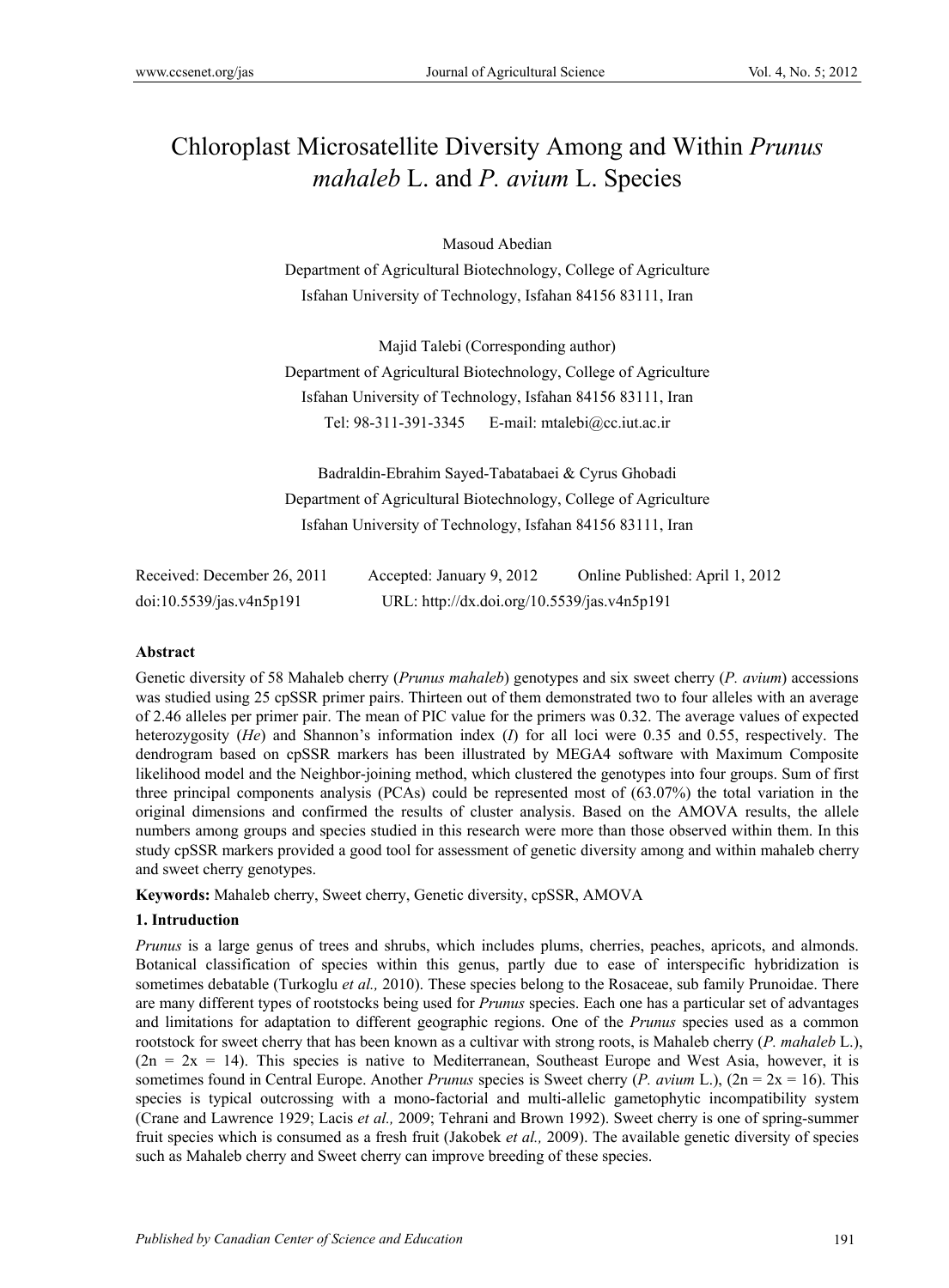# Chloroplast Microsatellite Diversity Among and Within *Prunus mahaleb* L. and *P. avium* L. Species

Masoud Abedian

Department of Agricultural Biotechnology, College of Agriculture

Isfahan University of Technology, Isfahan 84156 83111, Iran

Majid Talebi (Corresponding author)

Department of Agricultural Biotechnology, College of Agriculture

Isfahan University of Technology, Isfahan 84156 83111, Iran

Tel: 98-311-391-3345 E-mail: mtalebi@cc.iut.ac.ir

Badraldin-Ebrahim Sayed-Tabatabaei & Cyrus Ghobadi

Department of Agricultural Biotechnology, College of Agriculture

Isfahan University of Technology, Isfahan 84156 83111, Iran

Received: December 26, 2011 Accepted: January 9, 2012 Online Published: April 1, 2012

doi:10.5539/jas.v4n5p191 URL: http://dx.doi.org/10.5539/jas.v4n5p191

## Abstract

Genetic diversity of 58 Mahaleb cherry (*Prunus mahaleb*) genotypes and six sweet cherry (*P. avium*) accessions was studied using 25 cpSSR primer pairs. Thirteen out of them demonstrated two to four alleles with an average of 2.46 alleles per primer pair. The mean of PIC value for the primers was 0.32. The average values of expected heterozygosity (*He*) and Shannon's information index (*I*) for all loci were 0.35 and 0.55, respectively. The dendrogram based on cpSSR markers has been illustrated by MEGA4 software with Maximum Composite likelihood model and the Neighbor-joining method, which clustered the genotypes into four groups. Sum of first three principal components analysis (PCAs) could be represented most of (63.07%) the total variation in the original dimensions and confirmed the results of cluster analysis. Based on the AMOVA results, the allele numbers among groups and species studied in this research were more than those observed within them. In this study cpSSR markers provided a good tool for assessment of genetic diversity among and within mahaleb cherry and sweet cherry genotypes.

**Keywords:** Mahaleb cherry, Sweet cherry, Genetic diversity, cpSSR, AMOVA

## 1. Intruduction

*Prunus* is a large genus of trees and shrubs, which includes plums, cherries, peaches, apricots, and almonds. Botanical classification of species within this genus, partly due to ease of interspecific hybridization is sometimes debatable (Turkoglu *et al.,* 2010). These species belong to the Rosaceae, sub family Prunoidae. There are many different types of rootstocks being used for *Prunus* species. Each one has a particular set of advantages and limitations for adaptation to different geographic regions. One of the *Prunus* species used as a common rootstock for sweet cherry that has been known as a cultivar with strong roots, is Mahaleb cherry (*P. mahaleb* L.), (2n = 2x = 14). This species is native to Mediterranean, Southeast Europe and West Asia, however, it is sometimes found in Central Europe. Another *Prunus* species is Sweet cherry (*P. avium* L.), (2n = 2x = 16). This species is typical outcrossing with a mono-factorial and multi-allelic gametophytic incompatibility system (Crane and Lawrence 1929; Lacis *et al.,* 2009; Tehrani and Brown 1992). Sweet cherry is one of spring-summer fruit species which is consumed as a fresh fruit (Jakobek *et al.,* 2009). The available genetic diversity of species such as Mahaleb cherry and Sweet cherry can improve breeding of these species.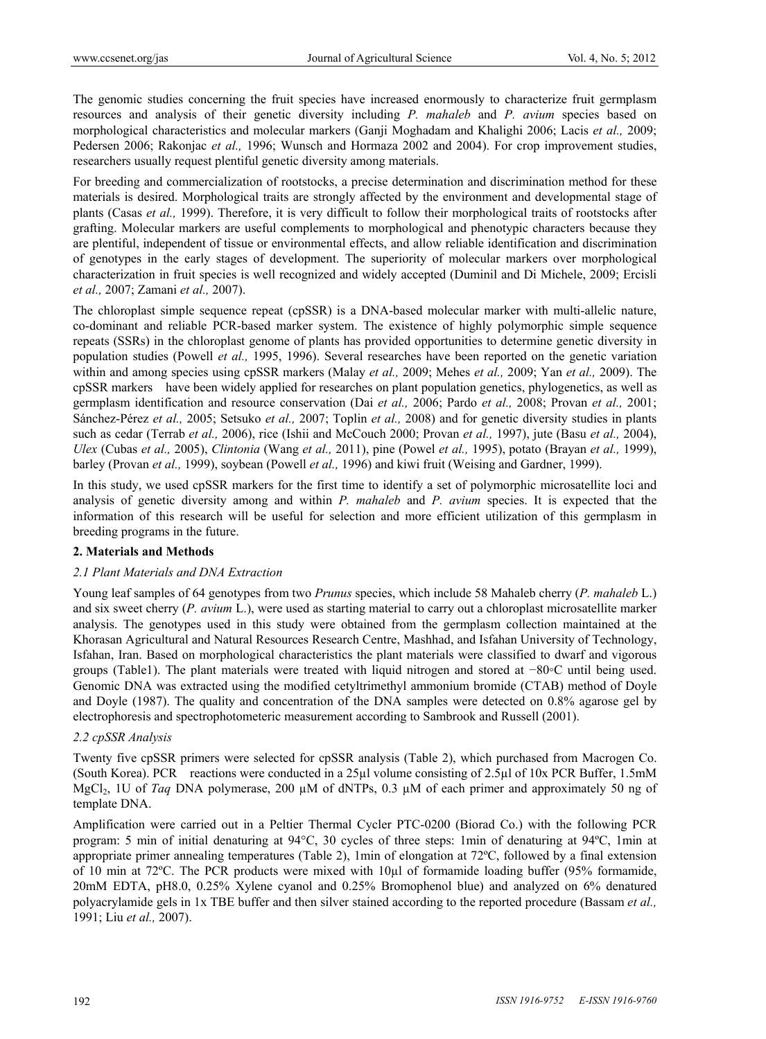The genomic studies concerning the fruit species have increased enormously to characterize fruit germplasm resources and analysis of their genetic diversity including *P. mahaleb* and *P. avium* species based on morphological characteristics and molecular markers (Ganji Moghadam and Khalighi 2006; Lacis *et al.,* 2009; Pedersen 2006; Rakonjac *et al.,* 1996; Wunsch and Hormaza 2002 and 2004). For crop improvement studies, researchers usually request plentiful genetic diversity among materials.

For breeding and commercialization of rootstocks, a precise determination and discrimination method for these materials is desired. Morphological traits are strongly affected by the environment and developmental stage of plants (Casas *et al.,* 1999). Therefore, it is very difficult to follow their morphological traits of rootstocks after grafting. Molecular markers are useful complements to morphological and phenotypic characters because they are plentiful, independent of tissue or environmental effects, and allow reliable identification and discrimination of genotypes in the early stages of development. The superiority of molecular markers over morphological characterization in fruit species is well recognized and widely accepted (Duminil and Di Michele, 2009; Ercisli *et al.,* 2007; Zamani *et al.,* 2007).

The chloroplast simple sequence repeat (cpSSR) is a DNA-based molecular marker with multi-allelic nature, co-dominant and reliable PCR-based marker system. The existence of highly polymorphic simple sequence repeats (SSRs) in the chloroplast genome of plants has provided opportunities to determine genetic diversity in population studies (Powell *et al.,* 1995, 1996). Several researches have been reported on the genetic variation within and among species using cpSSR markers (Malay *et al.,* 2009; Mehes *et al.,* 2009; Yan *et al.,* 2009). The cpSSR markers have been widely applied for researches on plant population genetics, phylogenetics, as well as germplasm identification and resource conservation (Dai *et al.,* 2006; Pardo *et al.,* 2008; Provan *et al.,* 2001; Sánchez-Pérez *et al.,* 2005; Setsuko *et al.,* 2007; Toplin *et al.,* 2008) and for genetic diversity studies in plants such as cedar (Terrab *et al.,* 2006), rice (Ishii and McCouch 2000; Provan *et al.,* 1997), jute (Basu *et al.,* 2004), *Ulex* (Cubas *et al.,* 2005), *Clintonia* (Wang *et al.,* 2011), pine (Powel *et al.,* 1995), potato (Brayan *et al.,* 1999), barley (Provan *et al.,* 1999), soybean (Powell *et al.,* 1996) and kiwi fruit (Weising and Gardner, 1999).

In this study, we used cpSSR markers for the first time to identify a set of polymorphic microsatellite loci and analysis of genetic diversity among and within *P. mahaleb* and *P. avium* species. It is expected that the information of this research will be useful for selection and more efficient utilization of this germplasm in breeding programs in the future.

## 2. Materials and Methods

### 2.1 Plant Materials and DNA Extraction

Young leaf samples of 64 genotypes from two *Prunus* species, which include 58 Mahaleb cherry (*P. mahaleb* L.) and six sweet cherry (*P. avium* L.), were used as starting material to carry out a chloroplast microsatellite marker analysis. The genotypes used in this study were obtained from the germplasm collection maintained at the Khorasan Agricultural and Natural Resources Research Centre, Mashhad, and Isfahan University of Technology, Isfahan, Iran. Based on morphological characteristics the plant materials were classified to dwarf and vigorous groups (Table1). The plant materials were treated with liquid nitrogen and stored at −80◦C until being used. Genomic DNA was extracted using the modified cetyltrimethyl ammonium bromide (CTAB) method of Doyle and Doyle (1987). The quality and concentration of the DNA samples were detected on 0.8% agarose gel by electrophoresis and spectrophotometeric measurement according to Sambrook and Russell (2001).

### 2.2 cpSSR Analysis

Twenty five cpSSR primers were selected for cpSSR analysis (Table 2), which purchased from Macrogen Co. (South Korea). PCR reactions were conducted in a 25µl volume consisting of 2.5µl of 10x PCR Buffer, 1.5mM $MgCl_2$, 1U of *Taq* DNA polymerase, 200 µM of dNTPs, 0.3 µM of each primer and approximately 50 ng of template DNA.

Amplification were carried out in a Peltier Thermal Cycler PTC-0200 (Biorad Co.) with the following PCR program: 5 min of initial denaturing at 94°C, 30 cycles of three steps: 1min of denaturing at 94ºC, 1min at appropriate primer annealing temperatures (Table 2), 1min of elongation at 72ºC, followed by a final extension of 10 min at 72ºC. The PCR products were mixed with 10µl of formamide loading buffer (95% formamide, 20mM EDTA, pH8.0, 0.25% Xylene cyanol and 0.25% Bromophenol blue) and analyzed on 6% denatured polyacrylamide gels in 1x TBE buffer and then silver stained according to the reported procedure (Bassam *et al.,* 1991; Liu *et al.,* 2007).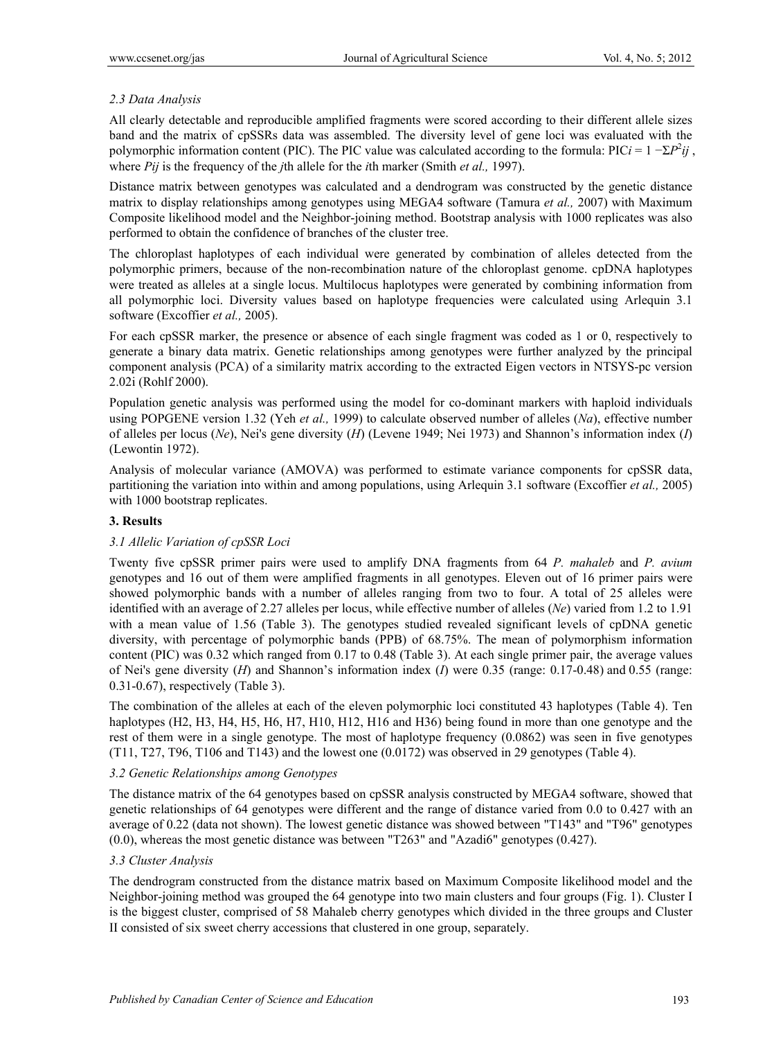### 2.3 Data Analysis

All clearly detectable and reproducible amplified fragments were scored according to their different allele sizes band and the matrix of cpSSRs data was assembled. The diversity level of gene loci was evaluated with the polymorphic information content (PIC). The PIC value was calculated according to the formula: $PIC_i = 1 - \Sigma P^2_{ij}$, where $P_{ij}$ is the frequency of the $j$th allele for the $i$th marker (Smith *et al.,* 1997).

Distance matrix between genotypes was calculated and a dendrogram was constructed by the genetic distance matrix to display relationships among genotypes using MEGA4 software (Tamura *et al.,* 2007) with Maximum Composite likelihood model and the Neighbor-joining method. Bootstrap analysis with 1000 replicates was also performed to obtain the confidence of branches of the cluster tree.

The chloroplast haplotypes of each individual were generated by combination of alleles detected from the polymorphic primers, because of the non-recombination nature of the chloroplast genome. cpDNA haplotypes were treated as alleles at a single locus. Multilocus haplotypes were generated by combining information from all polymorphic loci. Diversity values based on haplotype frequencies were calculated using Arlequin 3.1 software (Excoffier *et al.,* 2005).

For each cpSSR marker, the presence or absence of each single fragment was coded as 1 or 0, respectively to generate a binary data matrix. Genetic relationships among genotypes were further analyzed by the principal component analysis (PCA) of a similarity matrix according to the extracted Eigen vectors in NTSYS-pc version 2.02i (Rohlf 2000).

Population genetic analysis was performed using the model for co-dominant markers with haploid individuals using POPGENE version 1.32 (Yeh *et al.,* 1999) to calculate observed number of alleles (*Na*), effective number of alleles per locus (*Ne*), Nei's gene diversity (*H*) (Levene 1949; Nei 1973) and Shannon's information index (*I*) (Lewontin 1972).

Analysis of molecular variance (AMOVA) was performed to estimate variance components for cpSSR data, partitioning the variation into within and among populations, using Arlequin 3.1 software (Excoffier *et al.,* 2005) with 1000 bootstrap replicates.

## 3. Results

### 3.1 Allelic Variation of cpSSR Loci

Twenty five cpSSR primer pairs were used to amplify DNA fragments from 64 *P. mahaleb* and *P. avium* genotypes and 16 out of them were amplified fragments in all genotypes. Eleven out of 16 primer pairs were showed polymorphic bands with a number of alleles ranging from two to four. A total of 25 alleles were identified with an average of 2.27 alleles per locus, while effective number of alleles (*Ne*) varied from 1.2 to 1.91 with a mean value of 1.56 (Table 3). The genotypes studied revealed significant levels of cpDNA genetic diversity, with percentage of polymorphic bands (PPB) of 68.75%. The mean of polymorphism information content (PIC) was 0.32 which ranged from 0.17 to 0.48 (Table 3). At each single primer pair, the average values of Nei's gene diversity (*H*) and Shannon's information index (*I*) were 0.35 (range: 0.17-0.48) and 0.55 (range: 0.31-0.67), respectively (Table 3).

The combination of the alleles at each of the eleven polymorphic loci constituted 43 haplotypes (Table 4). Ten haplotypes (H2, H3, H4, H5, H6, H7, H10, H12, H16 and H36) being found in more than one genotype and the rest of them were in a single genotype. The most of haplotype frequency (0.0862) was seen in five genotypes (T11, T27, T96, T106 and T143) and the lowest one (0.0172) was observed in 29 genotypes (Table 4).

### 3.2 Genetic Relationships among Genotypes

The distance matrix of the 64 genotypes based on cpSSR analysis constructed by MEGA4 software, showed that genetic relationships of 64 genotypes were different and the range of distance varied from 0.0 to 0.427 with an average of 0.22 (data not shown). The lowest genetic distance was showed between "T143" and "T96" genotypes (0.0), whereas the most genetic distance was between "T263" and "Azadi6" genotypes (0.427).

### 3.3 Cluster Analysis

The dendrogram constructed from the distance matrix based on Maximum Composite likelihood model and the Neighbor-joining method was grouped the 64 genotype into two main clusters and four groups (Fig. 1). Cluster I is the biggest cluster, comprised of 58 Mahaleb cherry genotypes which divided in the three groups and Cluster II consisted of six sweet cherry accessions that clustered in one group, separately.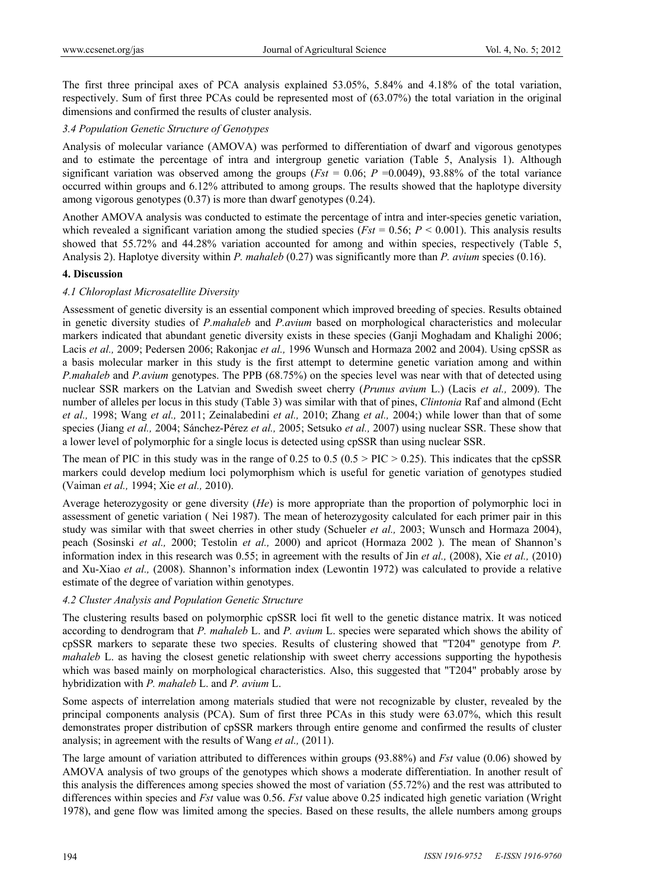The first three principal axes of PCA analysis explained 53.05%, 5.84% and 4.18% of the total variation, respectively. Sum of first three PCAs could be represented most of (63.07%) the total variation in the original dimensions and confirmed the results of cluster analysis.

### 3.4 Population Genetic Structure of Genotypes

Analysis of molecular variance (AMOVA) was performed to differentiation of dwarf and vigorous genotypes and to estimate the percentage of intra and intergroup genetic variation (Table 5, Analysis 1). Although significant variation was observed among the groups (*Fst* = 0.06; *P* =0.0049), 93.88% of the total variance occurred within groups and 6.12% attributed to among groups. The results showed that the haplotype diversity among vigorous genotypes (0.37) is more than dwarf genotypes (0.24).

Another AMOVA analysis was conducted to estimate the percentage of intra and inter-species genetic variation, which revealed a significant variation among the studied species (*Fst* = 0.56; $P < 0.001$). This analysis results showed that 55.72% and 44.28% variation accounted for among and within species, respectively (Table 5, Analysis 2). Haplotye diversity within *P. mahaleb* (0.27) was significantly more than *P. avium* species (0.16).

## 4. Discussion

### 4.1 Chloroplast Microsatellite Diversity

Assessment of genetic diversity is an essential component which improved breeding of species. Results obtained in genetic diversity studies of *P.mahaleb* and *P.avium* based on morphological characteristics and molecular markers indicated that abundant genetic diversity exists in these species (Ganji Moghadam and Khalighi 2006; Lacis *et al.,* 2009; Pedersen 2006; Rakonjac *et al.,* 1996 Wunsch and Hormaza 2002 and 2004). Using cpSSR as a basis molecular marker in this study is the first attempt to determine genetic variation among and within *P.mahaleb* and *P.avium* genotypes. The PPB (68.75%) on the species level was near with that of detected using nuclear SSR markers on the Latvian and Swedish sweet cherry (*Prunus avium* L.) (Lacis *et al.,* 2009). The number of alleles per locus in this study (Table 3) was similar with that of pines, *Clintonia* Raf and almond (Echt *et al.,* 1998; Wang *et al.,* 2011; Zeinalabedini *et al.,* 2010; Zhang *et al.,* 2004;) while lower than that of some species (Jiang *et al.,* 2004; Sánchez-Pérez *et al.,* 2005; Setsuko *et al.,* 2007) using nuclear SSR. These show that a lower level of polymorphic for a single locus is detected using cpSSR than using nuclear SSR.

The mean of PIC in this study was in the range of 0.25 to 0.5 ($0.5 > PIC > 0.25$). This indicates that the cpSSR markers could develop medium loci polymorphism which is useful for genetic variation of genotypes studied (Vaiman *et al.,* 1994; Xie *et al.,* 2010).

Average heterozygosity or gene diversity (*He*) is more appropriate than the proportion of polymorphic loci in assessment of genetic variation ( Nei 1987). The mean of heterozygosity calculated for each primer pair in this study was similar with that sweet cherries in other study (Schueler *et al.,* 2003; Wunsch and Hormaza 2004), peach (Sosinski *et al.,* 2000; Testolin *et al.,* 2000) and apricot (Hormaza 2002 ). The mean of Shannon's information index in this research was 0.55; in agreement with the results of Jin *et al.,* (2008), Xie *et al.,* (2010) and Xu-Xiao *et al.,* (2008). Shannon's information index (Lewontin 1972) was calculated to provide a relative estimate of the degree of variation within genotypes.

### 4.2 Cluster Analysis and Population Genetic Structure

The clustering results based on polymorphic cpSSR loci fit well to the genetic distance matrix. It was noticed according to dendrogram that *P. mahaleb* L. and *P. avium* L. species were separated which shows the ability of cpSSR markers to separate these two species. Results of clustering showed that "T204" genotype from *P. mahaleb* L. as having the closest genetic relationship with sweet cherry accessions supporting the hypothesis which was based mainly on morphological characteristics. Also, this suggested that "T204" probably arose by hybridization with *P. mahaleb* L. and *P. avium* L.

Some aspects of interrelation among materials studied that were not recognizable by cluster, revealed by the principal components analysis (PCA). Sum of first three PCAs in this study were 63.07%, which this result demonstrates proper distribution of cpSSR markers through entire genome and confirmed the results of cluster analysis; in agreement with the results of Wang *et al.,* (2011).

The large amount of variation attributed to differences within groups (93.88%) and *Fst* value (0.06) showed by AMOVA analysis of two groups of the genotypes which shows a moderate differentiation. In another result of this analysis the differences among species showed the most of variation (55.72%) and the rest was attributed to differences within species and *Fst* value was 0.56. *Fst* value above 0.25 indicated high genetic variation (Wright 1978), and gene flow was limited among the species. Based on these results, the allele numbers among groups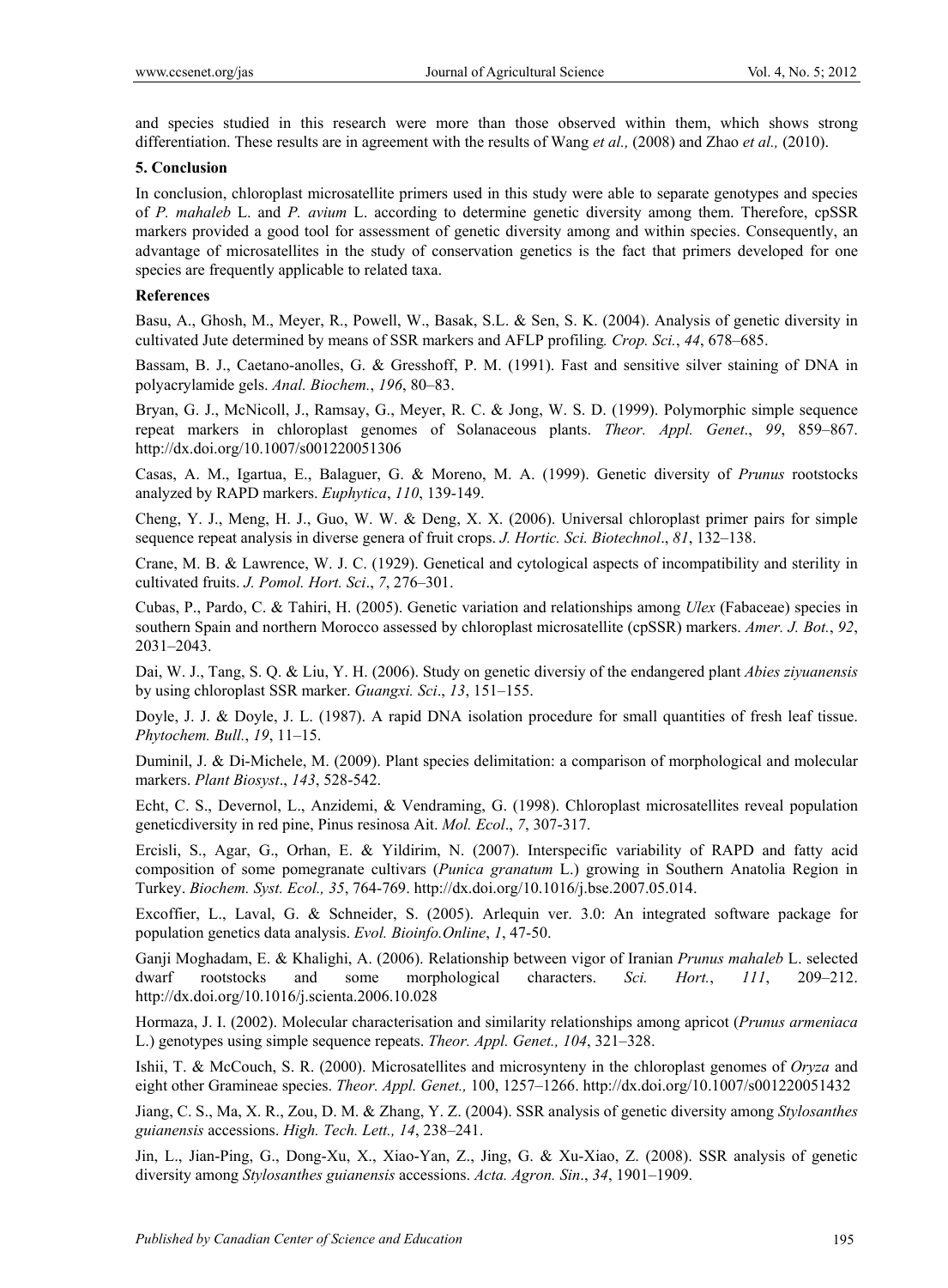and species studied in this research were more than those observed within them, which shows strong differentiation. These results are in agreement with the results of Wang *et al.,* (2008) and Zhao *et al.,* (2010).

### 5. Conclusion

In conclusion, chloroplast microsatellite primers used in this study were able to separate genotypes and species of *P. mahaleb* L. and *P. avium* L. according to determine genetic diversity among them. Therefore, cpSSR markers provided a good tool for assessment of genetic diversity among and within species. Consequently, an advantage of microsatellites in the study of conservation genetics is the fact that primers developed for one species are frequently applicable to related taxa.

### References

Basu, A., Ghosh, M., Meyer, R., Powell, W., Basak, S.L. & Sen, S. K. (2004). Analysis of genetic diversity in cultivated Jute determined by means of SSR markers and AFLP profiling*. Crop. Sci.*, *44*, 678–685.

Bassam, B. J., Caetano-anolles, G. & Gresshoff, P. M. (1991). Fast and sensitive silver staining of DNA in polyacrylamide gels. *Anal. Biochem.*, *196*, 80–83.

Bryan, G. J., McNicoll, J., Ramsay, G., Meyer, R. C. & Jong, W. S. D. (1999). Polymorphic simple sequence repeat markers in chloroplast genomes of Solanaceous plants. *Theor. Appl. Genet*., *99*, 859–867. http://dx.doi.org/10.1007/s001220051306

Casas, A. M., Igartua, E., Balaguer, G. & Moreno, M. A. (1999). Genetic diversity of *Prunus* rootstocks analyzed by RAPD markers. *Euphytica*, *110*, 139-149.

Cheng, Y. J., Meng, H. J., Guo, W. W. & Deng, X. X. (2006). Universal chloroplast primer pairs for simple sequence repeat analysis in diverse genera of fruit crops. *J. Hortic. Sci. Biotechnol*., *81*, 132–138.

Crane, M. B. & Lawrence, W. J. C. (1929). Genetical and cytological aspects of incompatibility and sterility in cultivated fruits. *J. Pomol. Hort. Sci*., *7*, 276–301.

Cubas, P., Pardo, C. & Tahiri, H. (2005). Genetic variation and relationships among *Ulex* (Fabaceae) species in southern Spain and northern Morocco assessed by chloroplast microsatellite (cpSSR) markers. *Amer. J. Bot.*, *92*, 2031–2043.

Dai, W. J., Tang, S. Q. & Liu, Y. H. (2006). Study on genetic diversiy of the endangered plant *Abies ziyuanensis* by using chloroplast SSR marker. *Guangxi. Sci*., *13*, 151–155.

Doyle, J. J. & Doyle, J. L. (1987). A rapid DNA isolation procedure for small quantities of fresh leaf tissue. *Phytochem. Bull.*, *19*, 11–15.

Duminil, J. & Di-Michele, M. (2009). Plant species delimitation: a comparison of morphological and molecular markers. *Plant Biosyst*., *143*, 528-542.

Echt, C. S., Devernol, L., Anzidemi, & Vendraming, G. (1998). Chloroplast microsatellites reveal population geneticdiversity in red pine, Pinus resinosa Ait. *Mol. Ecol*., *7*, 307-317.

Ercisli, S., Agar, G., Orhan, E. & Yildirim, N. (2007). Interspecific variability of RAPD and fatty acid composition of some pomegranate cultivars (*Punica granatum* L.) growing in Southern Anatolia Region in Turkey. *Biochem. Syst. Ecol., 35*, 764-769. http://dx.doi.org/10.1016/j.bse.2007.05.014.

Excoffier, L., Laval, G. & Schneider, S. (2005). Arlequin ver. 3.0: An integrated software package for population genetics data analysis. *Evol. Bioinfo.Online*, *1*, 47-50.

Ganji Moghadam, E. & Khalighi, A. (2006). Relationship between vigor of Iranian *Prunus mahaleb* L. selected dwarf rootstocks and some morphological characters. *Sci. Hort.*, *111*, 209–212. http://dx.doi.org/10.1016/j.scienta.2006.10.028

Hormaza, J. I. (2002). Molecular characterisation and similarity relationships among apricot (*Prunus armeniaca* L.) genotypes using simple sequence repeats. *Theor. Appl. Genet., 104*, 321–328.

Ishii, T. & McCouch, S. R. (2000). Microsatellites and microsynteny in the chloroplast genomes of *Oryza* and eight other Gramineae species. *Theor. Appl. Genet.,* 100, 1257–1266. http://dx.doi.org/10.1007/s001220051432

Jiang, C. S., Ma, X. R., Zou, D. M. & Zhang, Y. Z. (2004). SSR analysis of genetic diversity among *Stylosanthes guianensis* accessions. *High. Tech. Lett., 14*, 238–241.

Jin, L., Jian-Ping, G., Dong-Xu, X., Xiao-Yan, Z., Jing, G. & Xu-Xiao, Z. (2008). SSR analysis of genetic diversity among *Stylosanthes guianensis* accessions. *Acta. Agron. Sin*., *34*, 1901–1909.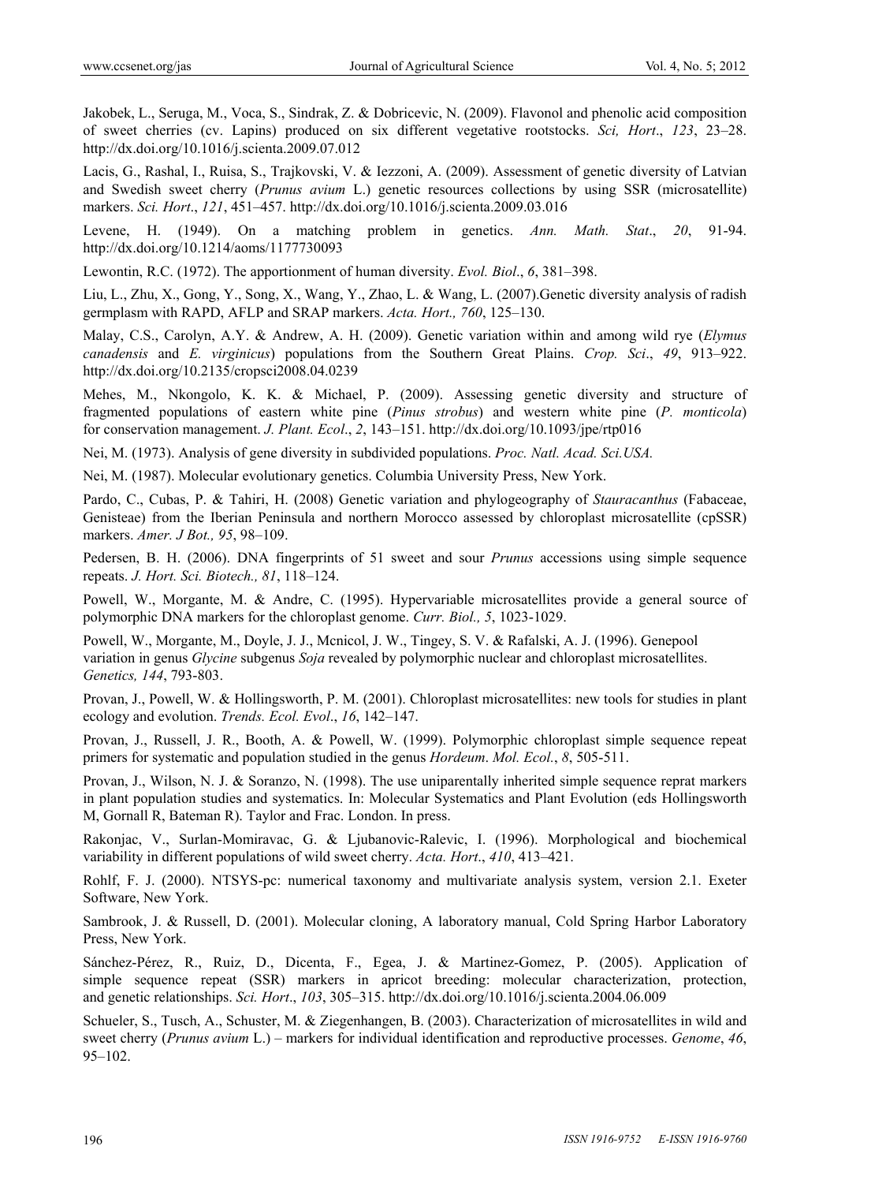Jakobek, L., Seruga, M., Voca, S., Sindrak, Z. & Dobricevic, N. (2009). Flavonol and phenolic acid composition of sweet cherries (cv. Lapins) produced on six different vegetative rootstocks. *Sci, Hort*., *123*, 23–28. http://dx.doi.org/10.1016/j.scienta.2009.07.012

Lacis, G., Rashal, I., Ruisa, S., Trajkovski, V. & Iezzoni, A. (2009). Assessment of genetic diversity of Latvian and Swedish sweet cherry (*Prunus avium* L.) genetic resources collections by using SSR (microsatellite) markers. *Sci. Hort*., *121*, 451–457. http://dx.doi.org/10.1016/j.scienta.2009.03.016

Levene, H. (1949). On a matching problem in genetics. *Ann. Math. Stat*., *20*, 91-94. http://dx.doi.org/10.1214/aoms/1177730093

Lewontin, R.C. (1972). The apportionment of human diversity. *Evol. Biol*., *6*, 381–398.

Liu, L., Zhu, X., Gong, Y., Song, X., Wang, Y., Zhao, L. & Wang, L. (2007).Genetic diversity analysis of radish germplasm with RAPD, AFLP and SRAP markers. *Acta. Hort., 760*, 125–130.

Malay, C.S., Carolyn, A.Y. & Andrew, A. H. (2009). Genetic variation within and among wild rye (*Elymus canadensis* and *E. virginicus*) populations from the Southern Great Plains. *Crop. Sci*., *49*, 913–922. http://dx.doi.org/10.2135/cropsci2008.04.0239

Mehes, M., Nkongolo, K. K. & Michael, P. (2009). Assessing genetic diversity and structure of fragmented populations of eastern white pine (*Pinus strobus*) and western white pine (*P. monticola*) for conservation management. *J. Plant. Ecol*., *2*, 143–151. http://dx.doi.org/10.1093/jpe/rtp016

Nei, M. (1973). Analysis of gene diversity in subdivided populations. *Proc. Natl. Acad. Sci.USA.*

Nei, M. (1987). Molecular evolutionary genetics. Columbia University Press, New York.

Pardo, C., Cubas, P. & Tahiri, H. (2008) Genetic variation and phylogeography of *Stauracanthus* (Fabaceae, Genisteae) from the Iberian Peninsula and northern Morocco assessed by chloroplast microsatellite (cpSSR) markers. *Amer. J Bot., 95*, 98–109.

Pedersen, B. H. (2006). DNA fingerprints of 51 sweet and sour *Prunus* accessions using simple sequence repeats. *J. Hort. Sci. Biotech., 81*, 118–124.

Powell, W., Morgante, M. & Andre, C. (1995). Hypervariable microsatellites provide a general source of polymorphic DNA markers for the chloroplast genome. *Curr. Biol., 5*, 1023-1029.

Powell, W., Morgante, M., Doyle, J. J., Mcnicol, J. W., Tingey, S. V. & Rafalski, A. J. (1996). Genepool variation in genus *Glycine* subgenus *Soja* revealed by polymorphic nuclear and chloroplast microsatellites. *Genetics, 144*, 793-803.

Provan, J., Powell, W. & Hollingsworth, P. M. (2001). Chloroplast microsatellites: new tools for studies in plant ecology and evolution. *Trends. Ecol. Evol*., *16*, 142–147.

Provan, J., Russell, J. R., Booth, A. & Powell, W. (1999). Polymorphic chloroplast simple sequence repeat primers for systematic and population studied in the genus *Hordeum*. *Mol. Ecol.*, *8*, 505-511.

Provan, J., Wilson, N. J. & Soranzo, N. (1998). The use uniparentally inherited simple sequence reprat markers in plant population studies and systematics. In: Molecular Systematics and Plant Evolution (eds Hollingsworth M, Gornall R, Bateman R). Taylor and Frac. London. In press.

Rakonjac, V., Surlan-Momiravac, G. & Ljubanovic-Ralevic, I. (1996). Morphological and biochemical variability in different populations of wild sweet cherry. *Acta. Hort*., *410*, 413–421.

Rohlf, F. J. (2000). NTSYS-pc: numerical taxonomy and multivariate analysis system, version 2.1. Exeter Software, New York.

Sambrook, J. & Russell, D. (2001). Molecular cloning, A laboratory manual, Cold Spring Harbor Laboratory Press, New York.

Sánchez-Pérez, R., Ruiz, D., Dicenta, F., Egea, J. & Martinez-Gomez, P. (2005). Application of simple sequence repeat (SSR) markers in apricot breeding: molecular characterization, protection, and genetic relationships. *Sci. Hort*., *103*, 305–315. http://dx.doi.org/10.1016/j.scienta.2004.06.009

Schueler, S., Tusch, A., Schuster, M. & Ziegenhagen, B. (2003). Characterization of microsatellites in wild and sweet cherry (*Prunus avium* L.) – markers for individual identification and reproductive processes. *Genome*, *46*, 95–102.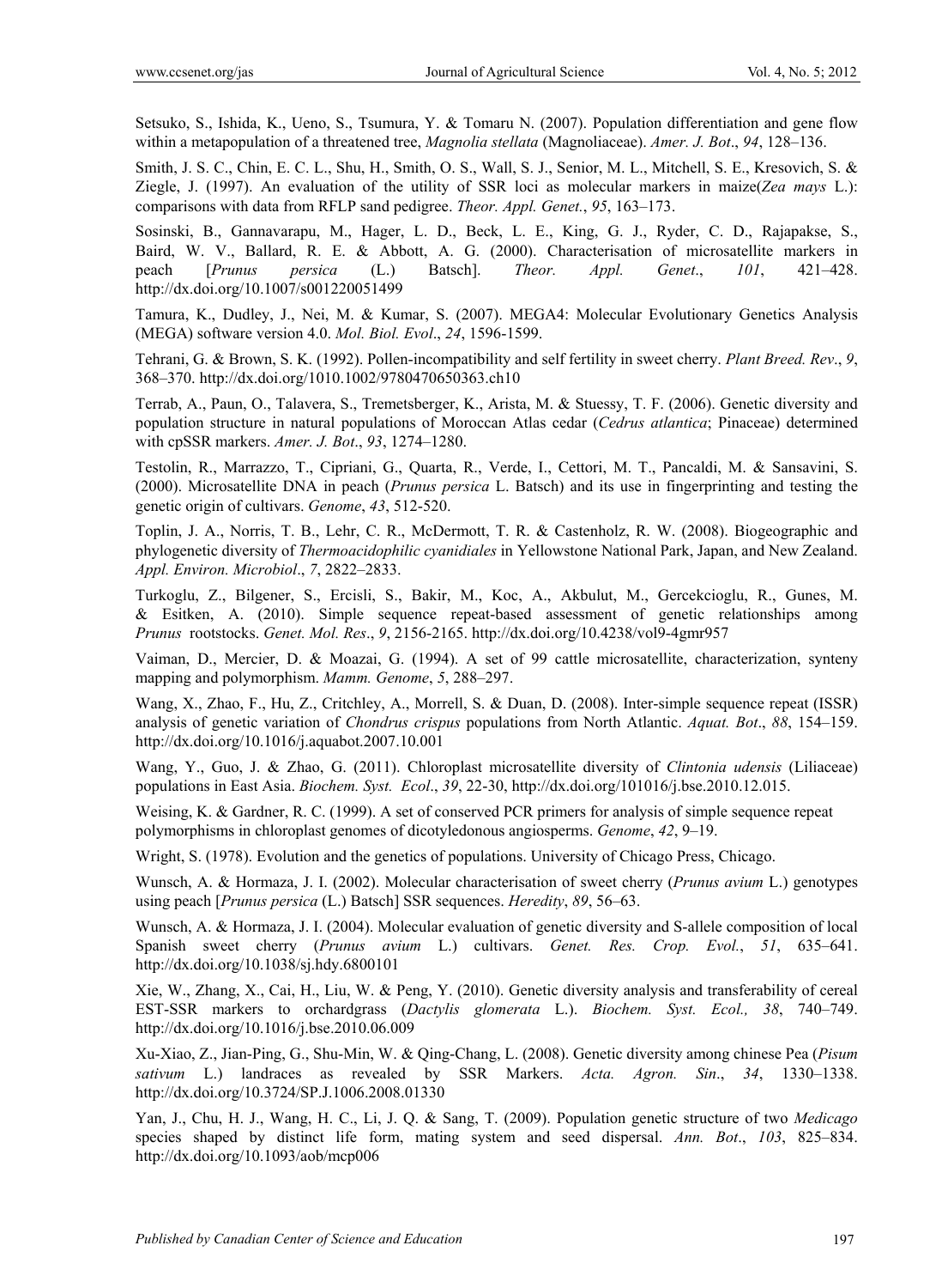Setsuko, S., Ishida, K., Ueno, S., Tsumura, Y. & Tomaru N. (2007). Population differentiation and gene flow within a metapopulation of a threatened tree, *Magnolia stellata* (Magnoliaceae). *Amer. J. Bot*., *94*, 128–136.

Smith, J. S. C., Chin, E. C. L., Shu, H., Smith, O. S., Wall, S. J., Senior, M. L., Mitchell, S. E., Kresovich, S. & Ziegle, J. (1997). An evaluation of the utility of SSR loci as molecular markers in maize(*Zea mays* L.): comparisons with data from RFLP sand pedigree. *Theor. Appl. Genet.*, *95*, 163–173.

Sosinski, B., Gannavarapu, M., Hager, L. D., Beck, L. E., King, G. J., Ryder, C. D., Rajapakse, S., Baird, W. V., Ballard, R. E. & Abbott, A. G. (2000). Characterisation of microsatellite markers in peach [*Prunus persica* (L.) Batsch]. *Theor. Appl. Genet*., *101*, 421–428. http://dx.doi.org/10.1007/s001220051499

Tamura, K., Dudley, J., Nei, M. & Kumar, S. (2007). MEGA4: Molecular Evolutionary Genetics Analysis (MEGA) software version 4.0. *Mol. Biol. Evol*., *24*, 1596-1599.

Tehrani, G. & Brown, S. K. (1992). Pollen-incompatibility and self fertility in sweet cherry. *Plant Breed. Rev*., *9*, 368–370. http://dx.doi.org/1010.1002/9780470650363.ch10

Terrab, A., Paun, O., Talavera, S., Tremetsberger, K., Arista, M. & Stuessy, T. F. (2006). Genetic diversity and population structure in natural populations of Moroccan Atlas cedar (*Cedrus atlantica*; Pinaceae) determined with cpSSR markers. *Amer. J. Bot*., *93*, 1274–1280.

Testolin, R., Marrazzo, T., Cipriani, G., Quarta, R., Verde, I., Cettori, M. T., Pancaldi, M. & Sansavini, S. (2000). Microsatellite DNA in peach (*Prunus persica* L. Batsch) and its use in fingerprinting and testing the genetic origin of cultivars. *Genome*, *43*, 512-520.

Toplin, J. A., Norris, T. B., Lehr, C. R., McDermott, T. R. & Castenholz, R. W. (2008). Biogeographic and phylogenetic diversity of *Thermoacidophilic cyanidiales* in Yellowstone National Park, Japan, and New Zealand. *Appl. Environ. Microbiol*., *7*, 2822–2833.

Turkoglu, Z., Bilgener, S., Ercisli, S., Bakir, M., Koc, A., Akbulut, M., Gercekcioglu, R., Gunes, M. & Esitken, A. (2010). Simple sequence repeat-based assessment of genetic relationships among *Prunus* rootstocks. *Genet. Mol. Res*., *9*, 2156-2165. http://dx.doi.org/10.4238/vol9-4gmr957

Vaiman, D., Mercier, D. & Moazai, G. (1994). A set of 99 cattle microsatellite, characterization, synteny mapping and polymorphism. *Mamm. Genome*, *5*, 288–297.

Wang, X., Zhao, F., Hu, Z., Critchley, A., Morrell, S. & Duan, D. (2008). Inter-simple sequence repeat (ISSR) analysis of genetic variation of *Chondrus crispus* populations from North Atlantic. *Aquat. Bot*., *88*, 154–159. http://dx.doi.org/10.1016/j.aquabot.2007.10.001

Wang, Y., Guo, J. & Zhao, G. (2011). Chloroplast microsatellite diversity of *Clintonia udensis* (Liliaceae) populations in East Asia. *Biochem. Syst. Ecol*., *39*, 22-30, http://dx.doi.org/101016/j.bse.2010.12.015.

Weising, K. & Gardner, R. C. (1999). A set of conserved PCR primers for analysis of simple sequence repeat polymorphisms in chloroplast genomes of dicotyledonous angiosperms. *Genome*, *42*, 9–19.

Wright, S. (1978). Evolution and the genetics of populations. University of Chicago Press, Chicago.

Wunsch, A. & Hormaza, J. I. (2002). Molecular characterisation of sweet cherry (*Prunus avium* L.) genotypes using peach [*Prunus persica* (L.) Batsch] SSR sequences. *Heredity*, *89*, 56–63.

Wunsch, A. & Hormaza, J. I. (2004). Molecular evaluation of genetic diversity and S-allele composition of local Spanish sweet cherry (*Prunus avium* L.) cultivars. *Genet. Res. Crop. Evol.*, *51*, 635–641. http://dx.doi.org/10.1038/sj.hdy.6800101

Xie, W., Zhang, X., Cai, H., Liu, W. & Peng, Y. (2010). Genetic diversity analysis and transferability of cereal EST-SSR markers to orchardgrass (*Dactylis glomerata* L.). *Biochem. Syst. Ecol., 38*, 740–749. http://dx.doi.org/10.1016/j.bse.2010.06.009

Xu-Xiao, Z., Jian-Ping, G., Shu-Min, W. & Qing-Chang, L. (2008). Genetic diversity among chinese Pea (*Pisum sativum* L.) landraces as revealed by SSR Markers. *Acta. Agron. Sin*., *34*, 1330–1338. http://dx.doi.org/10.3724/SP.J.1006.2008.01330

Yan, J., Chu, H. J., Wang, H. C., Li, J. Q. & Sang, T. (2009). Population genetic structure of two *Medicago* species shaped by distinct life form, mating system and seed dispersal. *Ann. Bot*., *103*, 825–834. http://dx.doi.org/10.1093/aob/mcp006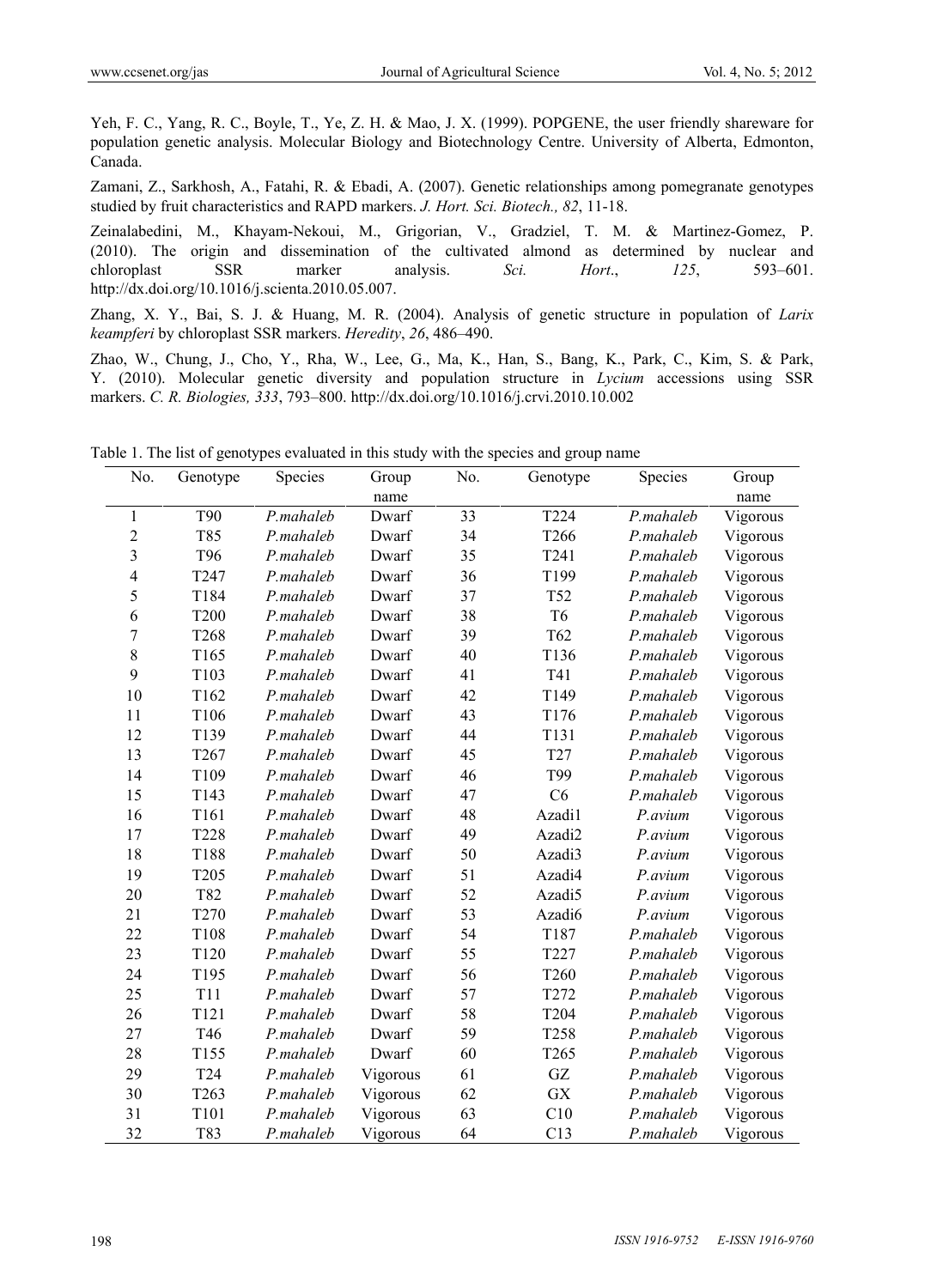Yeh, F. C., Yang, R. C., Boyle, T., Ye, Z. H. & Mao, J. X. (1999). POPGENE, the user friendly shareware for population genetic analysis. Molecular Biology and Biotechnology Centre. University of Alberta, Edmonton, Canada.

Zamani, Z., Sarkhosh, A., Fatahi, R. & Ebadi, A. (2007). Genetic relationships among pomegranate genotypes studied by fruit characteristics and RAPD markers. *J. Hort. Sci. Biotech., 82*, 11-18.

Zeinalabedini, M., Khayam-Nekoui, M., Grigorian, V., Gradziel, T. M. & Martinez-Gomez, P. (2010). The origin and dissemination of the cultivated almond as determined by nuclear and chloroplast SSR marker analysis. *Sci. Hort*., *125*, 593–601. http://dx.doi.org/10.1016/j.scienta.2010.05.007.

Zhang, X. Y., Bai, S. J. & Huang, M. R. (2004). Analysis of genetic structure in population of *Larix keampferi* by chloroplast SSR markers. *Heredity*, *26*, 486–490.

Zhao, W., Chung, J., Cho, Y., Rha, W., Lee, G., Ma, K., Han, S., Bang, K., Park, C., Kim, S. & Park, Y. (2010). Molecular genetic diversity and population structure in *Lycium* accessions using SSR markers. *C. R. Biologies, 333*, 793–800. http://dx.doi.org/10.1016/j.crvi.2010.10.002

Table 1. The list of genotypes evaluated in this study with the species and group name

| No. | Genotype | Species | Group name | No. | Genotype | Species | Group name |
|---|---|---|---|---|---|---|---|
| 1 | T90 | *P.mahaleb* | Dwarf | 33 | T224 | *P.mahaleb* | Vigorous |
| 2 | T85 | *P.mahaleb* | Dwarf | 34 | T266 | *P.mahaleb* | Vigorous |
| 3 | T96 | *P.mahaleb* | Dwarf | 35 | T241 | *P.mahaleb* | Vigorous |
| 4 | T247 | *P.mahaleb* | Dwarf | 36 | T199 | *P.mahaleb* | Vigorous |
| 5 | T184 | *P.mahaleb* | Dwarf | 37 | T52 | *P.mahaleb* | Vigorous |
| 6 | T200 | *P.mahaleb* | Dwarf | 38 | T6 | *P.mahaleb* | Vigorous |
| 7 | T268 | *P.mahaleb* | Dwarf | 39 | T62 | *P.mahaleb* | Vigorous |
| 8 | T165 | *P.mahaleb* | Dwarf | 40 | T136 | *P.mahaleb* | Vigorous |
| 9 | T103 | *P.mahaleb* | Dwarf | 41 | T41 | *P.mahaleb* | Vigorous |
| 10 | T162 | *P.mahaleb* | Dwarf | 42 | T149 | *P.mahaleb* | Vigorous |
| 11 | T106 | *P.mahaleb* | Dwarf | 43 | T176 | *P.mahaleb* | Vigorous |
| 12 | T139 | *P.mahaleb* | Dwarf | 44 | T131 | *P.mahaleb* | Vigorous |
| 13 | T267 | *P.mahaleb* | Dwarf | 45 | T27 | *P.mahaleb* | Vigorous |
| 14 | T109 | *P.mahaleb* | Dwarf | 46 | T99 | *P.mahaleb* | Vigorous |
| 15 | T143 | *P.mahaleb* | Dwarf | 47 | C6 | *P.mahaleb* | Vigorous |
| 16 | T161 | *P.mahaleb* | Dwarf | 48 | Azadi1 | *P.avium* | Vigorous |
| 17 | T228 | *P.mahaleb* | Dwarf | 49 | Azadi2 | *P.avium* | Vigorous |
| 18 | T188 | *P.mahaleb* | Dwarf | 50 | Azadi3 | *P.avium* | Vigorous |
| 19 | T205 | *P.mahaleb* | Dwarf | 51 | Azadi4 | *P.avium* | Vigorous |
| 20 | T82 | *P.mahaleb* | Dwarf | 52 | Azadi5 | *P.avium* | Vigorous |
| 21 | T270 | *P.mahaleb* | Dwarf | 53 | Azadi6 | *P.avium* | Vigorous |
| 22 | T108 | *P.mahaleb* | Dwarf | 54 | T187 | *P.mahaleb* | Vigorous |
| 23 | T120 | *P.mahaleb* | Dwarf | 55 | T227 | *P.mahaleb* | Vigorous |
| 24 | T195 | *P.mahaleb* | Dwarf | 56 | T260 | *P.mahaleb* | Vigorous |
| 25 | T11 | *P.mahaleb* | Dwarf | 57 | T272 | *P.mahaleb* | Vigorous |
| 26 | T121 | *P.mahaleb* | Dwarf | 58 | T204 | *P.mahaleb* | Vigorous |
| 27 | T46 | *P.mahaleb* | Dwarf | 59 | T258 | *P.mahaleb* | Vigorous |
| 28 | T155 | *P.mahaleb* | Dwarf | 60 | T265 | *P.mahaleb* | Vigorous |
| 29 | T24 | *P.mahaleb* | Vigorous | 61 | GZ | *P.mahaleb* | Vigorous |
| 30 | T263 | *P.mahaleb* | Vigorous | 62 | GX | *P.mahaleb* | Vigorous |
| 31 | T101 | *P.mahaleb* | Vigorous | 63 | C10 | *P.mahaleb* | Vigorous |
| 32 | T83 | *P.mahaleb* | Vigorous | 64 | C13 | *P.mahaleb* | Vigorous |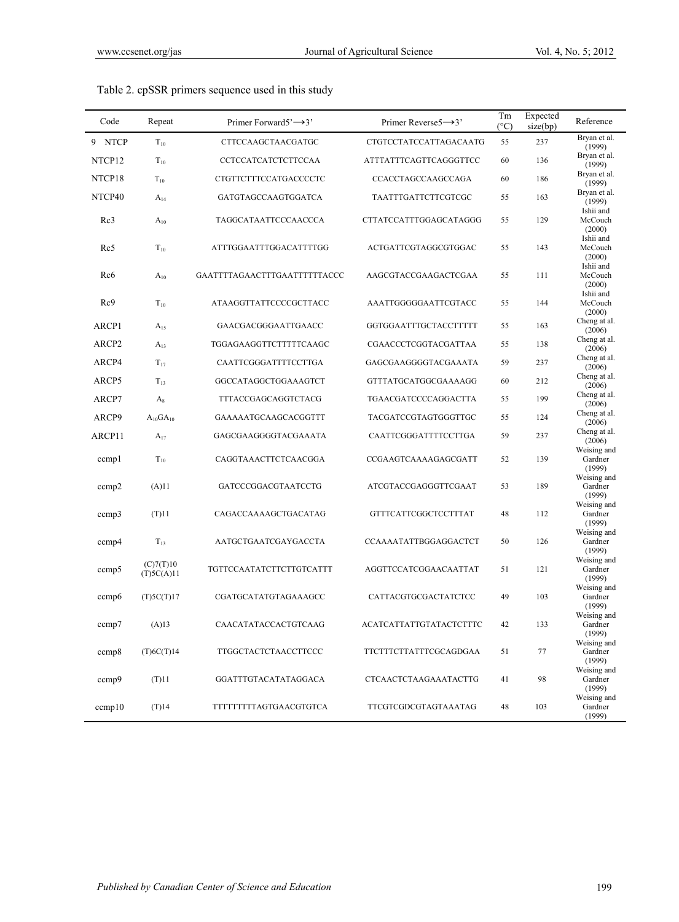Table 2. cpSSR primers sequence used in this study

| Code | Repeat | Primer Forward5'→3' | Primer Reverse5→3' | Tm (°C) | Expected size(bp) | Reference |
|---|---|---|---|---|---|---|
| 9 NTCP | $T_{10}$ | CTTCCAAGCTAACGATGC | CTGTCCTATCCATTAGACAATG | 55 | 237 | Bryan et al. (1999) |
| NTCP12 | $T_{10}$ | CCTCCATCATCTCTTCCAA | ATTTATTTCAGTTCAGGGTTCC | 60 | 136 | Bryan et al. (1999) |
| NTCP18 | $T_{10}$ | CTGTTCTTTCCATGACCCCTC | CCACCTAGCCAAGCCAGA | 60 | 186 | Bryan et al. (1999) |
| NTCP40 | $A_{14}$ | GATGTAGCCAAGTGGATCA | TAATTTGATTCTTCGTCGC | 55 | 163 | Bryan et al. (1999) |
| Rc3 | $A_{10}$ | TAGGCATAATTCCCAACCCA | CTTATCCATTTGGAGCATAGGG | 55 | 129 | Ishii and McCouch (2000) |
| Rc5 | $T_{10}$ | ATTTGGAATTTGGACATTTTGG | ACTGATTCGTAGGCGTGGAC | 55 | 143 | Ishii and McCouch (2000) |
| Rc6 | $A_{10}$ | GAATTTTAGAACTTTGAATTTTTTACCC | AAGCGTACCGAAGACTCGAA | 55 | 111 | Ishii and McCouch (2000) |
| Rc9 | $T_{10}$ | ATAAGGTTATTCCCCGCTTACC | AAATTGGGGGAATTCGTACC | 55 | 144 | Ishii and McCouch (2000) |
| ARCP1 | $A_{15}$ | GAACGACGGGAATTGAACC | GGTGGAATTTGCTACCTTTTT | 55 | 163 | Cheng at al. (2006) |
| ARCP2 | $A_{13}$ | TGGAGAAGGTTCTTTTTCAAGC | CGAACCCTCGGTACGATTAA | 55 | 138 | Cheng at al. (2006) |
| ARCP4 | $T_{17}$ | CAATTCGGGATTTTCCTTGA | GAGCGAAGGGGTACGAAATA | 59 | 237 | Cheng at al. (2006) |
| ARCP5 | $T_{13}$ | GGCCATAGGCTGGAAAGTCT | GTTTATGCATGGCGAAAAGG | 60 | 212 | Cheng at al. (2006) |
| ARCP7 | $A_8$ | TTTACCGAGCAGGTCTACG | TGAACGATCCCCAGGACTTA | 55 | 199 | Cheng at al. (2006) |
| ARCP9 | $A_{10}GA_{10}$ | GAAAAATGCAAGCACGGTTT | TACGATCCGTAGTGGGTTGC | 55 | 124 | Cheng at al. (2006) |
| ARCP11 | $A_{17}$ | GAGCGAAGGGGTACGAAATA | CAATTCGGGATTTTCCTTGA | 59 | 237 | Cheng at al. (2006) |
| ccmp1 | $T_{10}$ | CAGGTAAACTTCTCAACGGA | CCGAAGTCAAAAGAGCGATT | 52 | 139 | Weising and Gardner (1999) |
| ccmp2 | (A)11 | GATCCCGGACGTAATCCTG | ATCGTACCGAGGGTTCGAAT | 53 | 189 | Weising and Gardner (1999) |
| ccmp3 | (T)11 | CAGACCAAAAGCTGACATAG | GTTTCATTCGGCTCCTTTAT | 48 | 112 | Weising and Gardner (1999) |
| ccmp4 | $T_{13}$ | AATGCTGAATCGAYGACCTA | CCAAAATATTBGGAGGACTCT | 50 | 126 | Weising and Gardner (1999) |
| ccmp5 | (C)7(T)10 (T)5C(A)11 | TGTTCCAATATCTTCTTGTCATTT | AGGTTCCATCGGAACAATTAT | 51 | 121 | Weising and Gardner (1999) |
| ccmp6 | (T)5C(T)17 | CGATGCATATGTAGAAAGCC | CATTACGTGCGACTATCTCC | 49 | 103 | Weising and Gardner (1999) |
| ccmp7 | (A)13 | CAACATATACCACTGTCAAG | ACATCATTATTGTATACTCTTTC | 42 | 133 | Weising and Gardner (1999) |
| ccmp8 | (T)6C(T)14 | TTGGCTACTCTAACCTTCCC | TTCTTTCTTATTTCGCAGDGAA | 51 | 77 | Weising and Gardner (1999) |
| ccmp9 | (T)11 | GGATTTGTACATATAGGACA | CTCAACTCTAAGAAATACTTG | 41 | 98 | Weising and Gardner (1999) |
| ccmp10 | (T)14 | TTTTTTTTTAGTGAACGTGTCA | TTCGTCGDCGTAGTAAATAG | 48 | 103 | Weising and Gardner (1999) |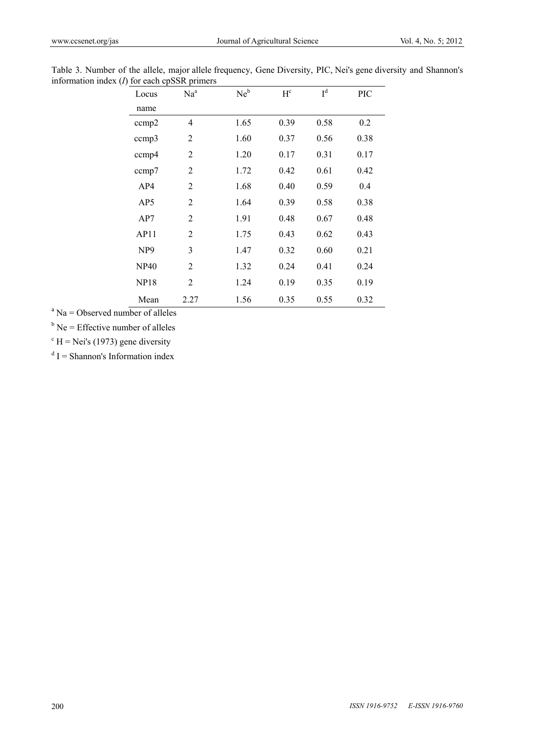Table 3. Number of the allele, major allele frequency, Gene Diversity, PIC, Nei's gene diversity and Shannon's information index (*I*) for each cpSSR primers

| Locus name | Na[a] | Ne[b] | H[c] | I[d] | PIC |
|---|---|---|---|---|---|
| ccmp2 | 4 | 1.65 | 0.39 | 0.58 | 0.2 |
| ccmp3 | 2 | 1.60 | 0.37 | 0.56 | 0.38 |
| ccmp4 | 2 | 1.20 | 0.17 | 0.31 | 0.17 |
| ccmp7 | 2 | 1.72 | 0.42 | 0.61 | 0.42 |
| AP4 | 2 | 1.68 | 0.40 | 0.59 | 0.4 |
| AP5 | 2 | 1.64 | 0.39 | 0.58 | 0.38 |
| AP7 | 2 | 1.91 | 0.48 | 0.67 | 0.48 |
| AP11 | 2 | 1.75 | 0.43 | 0.62 | 0.43 |
| NP9 | 3 | 1.47 | 0.32 | 0.60 | 0.21 |
| NP40 | 2 | 1.32 | 0.24 | 0.41 | 0.24 |
| NP18 | 2 | 1.24 | 0.19 | 0.35 | 0.19 |
| Mean | 2.27 | 1.56 | 0.35 | 0.55 | 0.32 |

[a] Na = Observed number of alleles

[b] Ne = Effective number of alleles

[c] H = Nei's (1973) gene diversity

[d] I = Shannon's Information index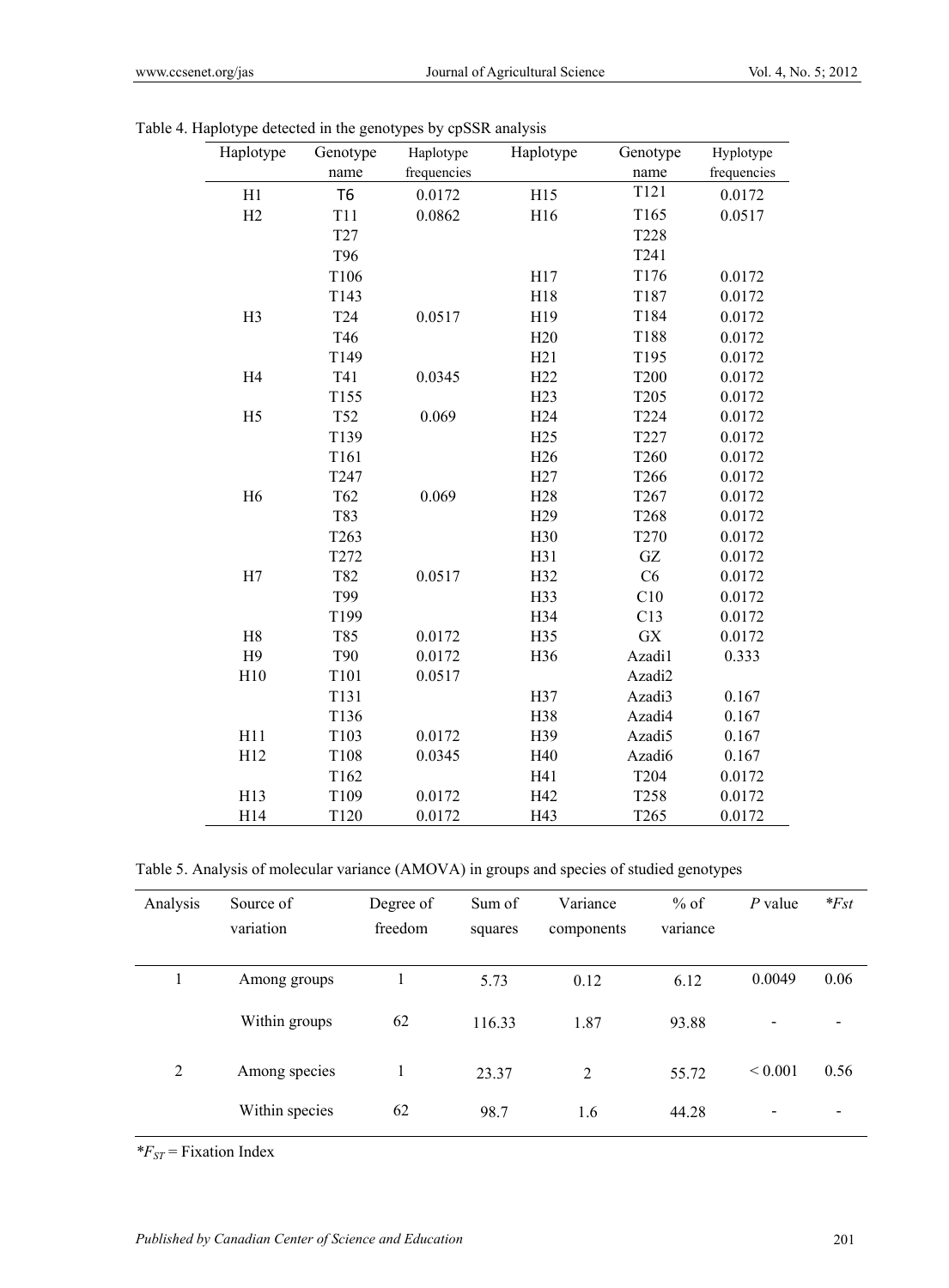Table 4. Haplotype detected in the genotypes by cpSSR analysis

| Haplotype | Genotype name | Haplotype frequencies | Haplotype | Genotype name | Hyplotype frequencies |
|---|---|---|---|---|---|
| H1 | T6 | 0.0172 | H15 | T121 | 0.0172 |
| H2 | T11 | 0.0862 | H16 | T165 | 0.0517 |
| | T27 | | | T228 | |
| | T96 | | | T241 | |
| | T106 | | H17 | T176 | 0.0172 |
| | T143 | | H18 | T187 | 0.0172 |
| H3 | T24 | 0.0517 | H19 | T184 | 0.0172 |
| | T46 | | H20 | T188 | 0.0172 |
| | T149 | | H21 | T195 | 0.0172 |
| H4 | T41 | 0.0345 | H22 | T200 | 0.0172 |
| | T155 | | H23 | T205 | 0.0172 |
| H5 | T52 | 0.069 | H24 | T224 | 0.0172 |
| | T139 | | H25 | T227 | 0.0172 |
| | T161 | | H26 | T260 | 0.0172 |
| | T247 | | H27 | T266 | 0.0172 |
| H6 | T62 | 0.069 | H28 | T267 | 0.0172 |
| | T83 | | H29 | T268 | 0.0172 |
| | T263 | | H30 | T270 | 0.0172 |
| | T272 | | H31 | GZ | 0.0172 |
| H7 | T82 | 0.0517 | H32 | C6 | 0.0172 |
| | T99 | | H33 | C10 | 0.0172 |
| | T199 | | H34 | C13 | 0.0172 |
| H8 | T85 | 0.0172 | H35 | GX | 0.0172 |
| H9 | T90 | 0.0172 | H36 | Azadi1 | 0.333 |
| H10 | T101 | 0.0517 | | Azadi2 | |
| | T131 | | H37 | Azadi3 | 0.167 |
| | T136 | | H38 | Azadi4 | 0.167 |
| H11 | T103 | 0.0172 | H39 | Azadi5 | 0.167 |
| H12 | T108 | 0.0345 | H40 | Azadi6 | 0.167 |
| | T162 | | H41 | T204 | 0.0172 |
| H13 | T109 | 0.0172 | H42 | T258 | 0.0172 |
| H14 | T120 | 0.0172 | H43 | T265 | 0.0172 |

Table 5. Analysis of molecular variance (AMOVA) in groups and species of studied genotypes

| Analysis | Source of variation | Degree of freedom | Sum of squares | Variance components | % of variance | *P* value | **Fst* |
|---|---|---|---|---|---|---|---|
| 1 | Among groups | 1 | 5.73 | 0.12 | 6.12 | 0.0049 | 0.06 |
| | Within groups | 62 | 116.33 | 1.87 | 93.88 | - | - |
| 2 | Among species | 1 | 23.37 | 2 | 55.72 | < 0.001 | 0.56 |
| | Within species | 62 | 98.7 | 1.6 | 44.28 | - | - |

*$F_{ST}$ = Fixation Index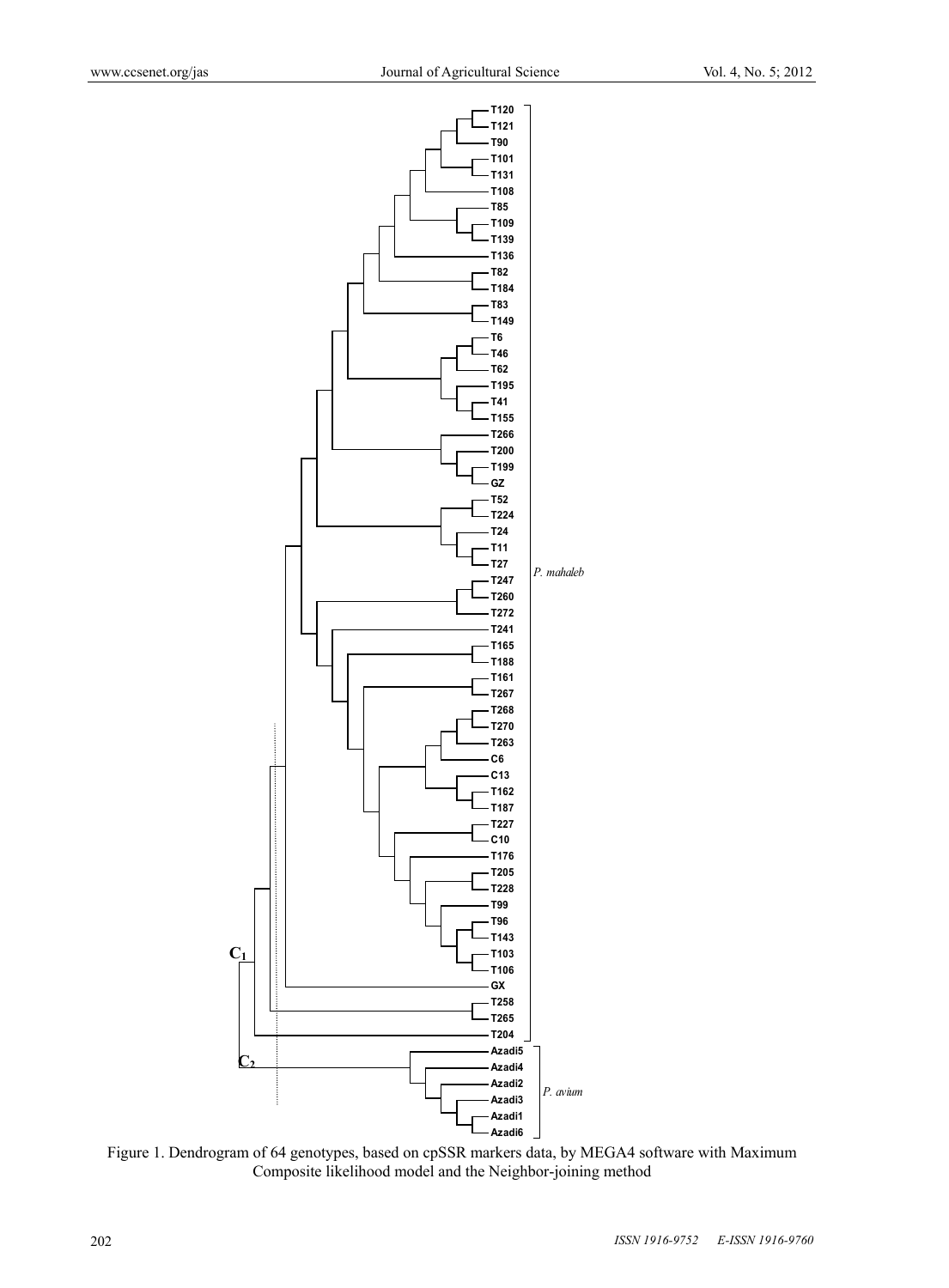T120
T121
T90
T101
T131
T108
T85
T109
T139
T136
T82
T184
T83
T149
T6
T46
T62
T195
T41
T155
T266
T200
T199
GZ
T52
T224
T24
T11
T27
T247
T260
T272
T241
T165
T188
T161
T267
T268
T270
T263
C6
C13
T162
T187
T227
C10
T176
T205
T228
T99
T96
T143
T103
T106
GX
T258
T265
T204
Azadi5
Azadi4
Azadi2
Azadi3
Azadi1
Azadi6

*P. mahaleb*

*P. avium*

$C_1$

$C_2$

Figure 1. Dendrogram of 64 genotypes, based on cpSSR markers data, by MEGA4 software with Maximum Composite likelihood model and the Neighbor-joining method